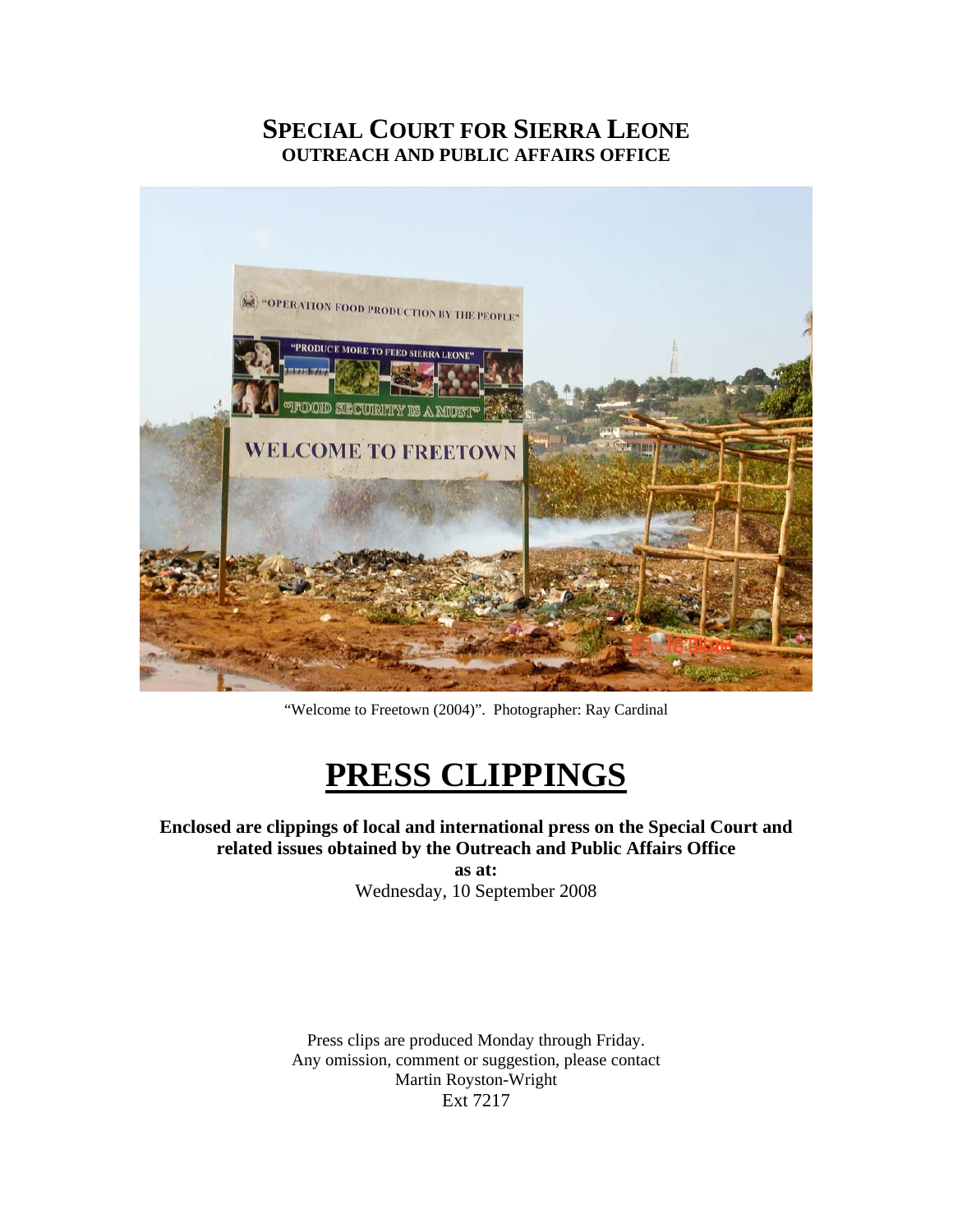# SPECIAL COURT FOR SIERRA LEONE
## OUTREACH AND PUBLIC AFFAIRS OFFICE

"Welcome to Freetown (2004)". Photographer: Ray Cardinal

# PRESS CLIPPINGS

**Enclosed are clippings of local and international press on the Special Court and related issues obtained by the Outreach and Public Affairs Office**

**as at:**

Wednesday, 10 September 2008

Press clips are produced Monday through Friday.
Any omission, comment or suggestion, please contact
Martin Royston-Wright
Ext 7217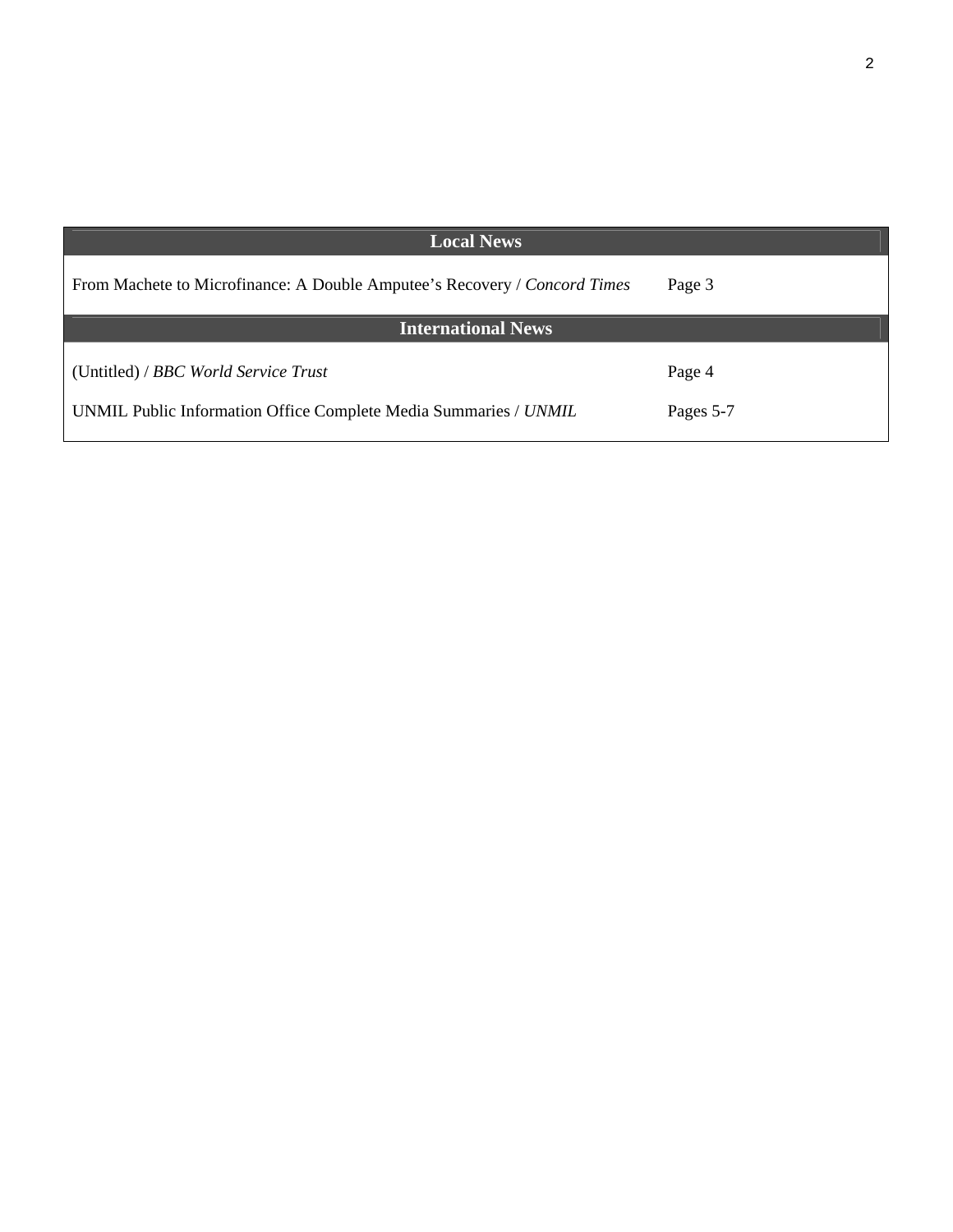| Local News | |
|---|---|
| From Machete to Microfinance: A Double Amputee’s Recovery / *Concord Times* | Page 3 |
| **International News** | |
| (Untitled) / *BBC World Service Trust* | Page 4 |
| UNMIL Public Information Office Complete Media Summaries / *UNMIL* | Pages 5-7 |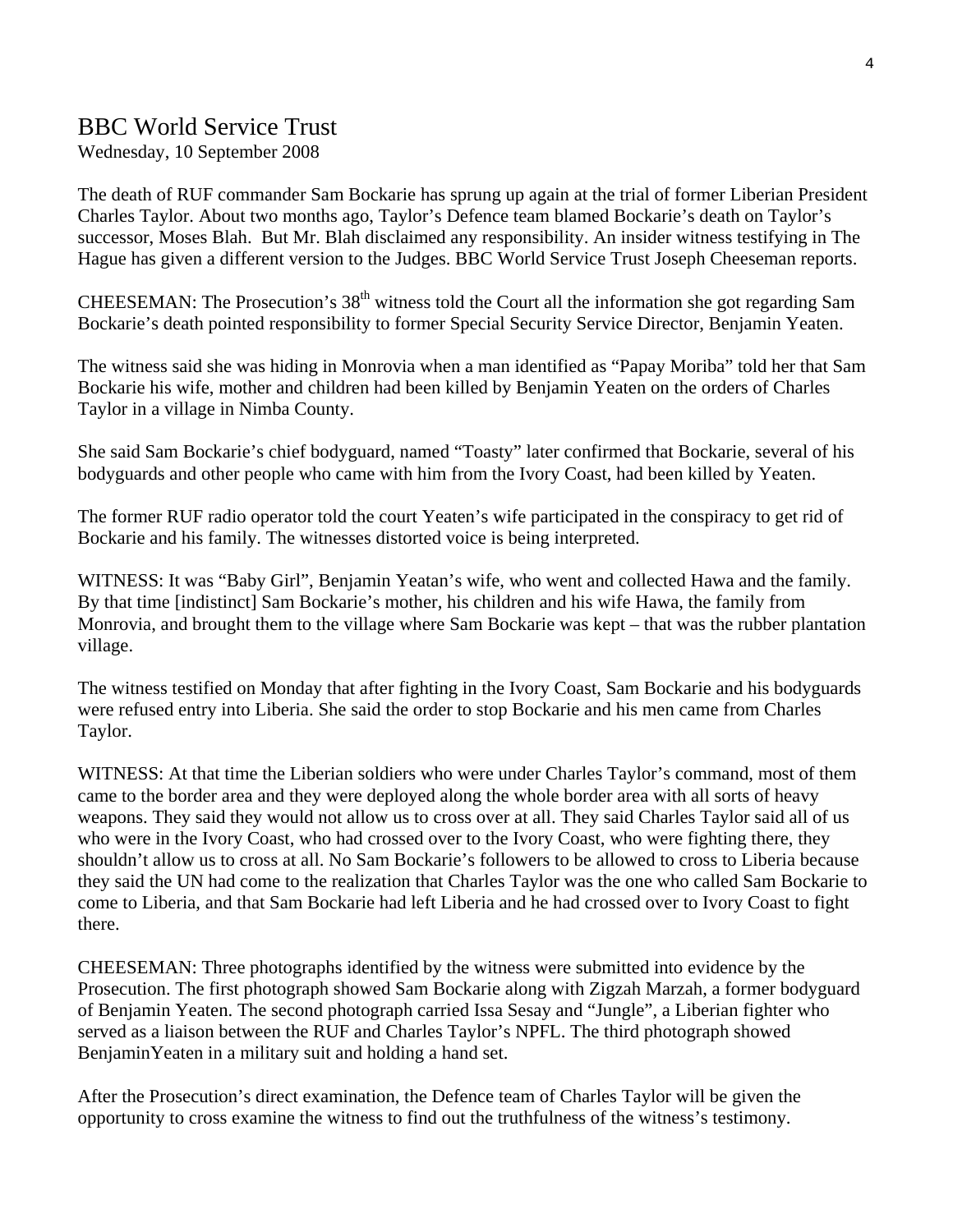## BBC World Service Trust

Wednesday, 10 September 2008

The death of RUF commander Sam Bockarie has sprung up again at the trial of former Liberian President Charles Taylor. About two months ago, Taylor's Defence team blamed Bockarie's death on Taylor's successor, Moses Blah. But Mr. Blah disclaimed any responsibility. An insider witness testifying in The Hague has given a different version to the Judges. BBC World Service Trust Joseph Cheeseman reports.

CHEESEMAN: The Prosecution's 38th witness told the Court all the information she got regarding Sam Bockarie's death pointed responsibility to former Special Security Service Director, Benjamin Yeaten.

The witness said she was hiding in Monrovia when a man identified as "Papay Moriba" told her that Sam Bockarie his wife, mother and children had been killed by Benjamin Yeaten on the orders of Charles Taylor in a village in Nimba County.

She said Sam Bockarie's chief bodyguard, named "Toasty" later confirmed that Bockarie, several of his bodyguards and other people who came with him from the Ivory Coast, had been killed by Yeaten.

The former RUF radio operator told the court Yeaten's wife participated in the conspiracy to get rid of Bockarie and his family. The witnesses distorted voice is being interpreted.

WITNESS: It was "Baby Girl", Benjamin Yeatan's wife, who went and collected Hawa and the family. By that time [indistinct] Sam Bockarie's mother, his children and his wife Hawa, the family from Monrovia, and brought them to the village where Sam Bockarie was kept – that was the rubber plantation village.

The witness testified on Monday that after fighting in the Ivory Coast, Sam Bockarie and his bodyguards were refused entry into Liberia. She said the order to stop Bockarie and his men came from Charles Taylor.

WITNESS: At that time the Liberian soldiers who were under Charles Taylor's command, most of them came to the border area and they were deployed along the whole border area with all sorts of heavy weapons. They said they would not allow us to cross over at all. They said Charles Taylor said all of us who were in the Ivory Coast, who had crossed over to the Ivory Coast, who were fighting there, they shouldn't allow us to cross at all. No Sam Bockarie's followers to be allowed to cross to Liberia because they said the UN had come to the realization that Charles Taylor was the one who called Sam Bockarie to come to Liberia, and that Sam Bockarie had left Liberia and he had crossed over to Ivory Coast to fight there.

CHEESEMAN: Three photographs identified by the witness were submitted into evidence by the Prosecution. The first photograph showed Sam Bockarie along with Zigzah Marzah, a former bodyguard of Benjamin Yeaten. The second photograph carried Issa Sesay and "Jungle", a Liberian fighter who served as a liaison between the RUF and Charles Taylor's NPFL. The third photograph showed BenjaminYeaten in a military suit and holding a hand set.

After the Prosecution's direct examination, the Defence team of Charles Taylor will be given the opportunity to cross examine the witness to find out the truthfulness of the witness's testimony.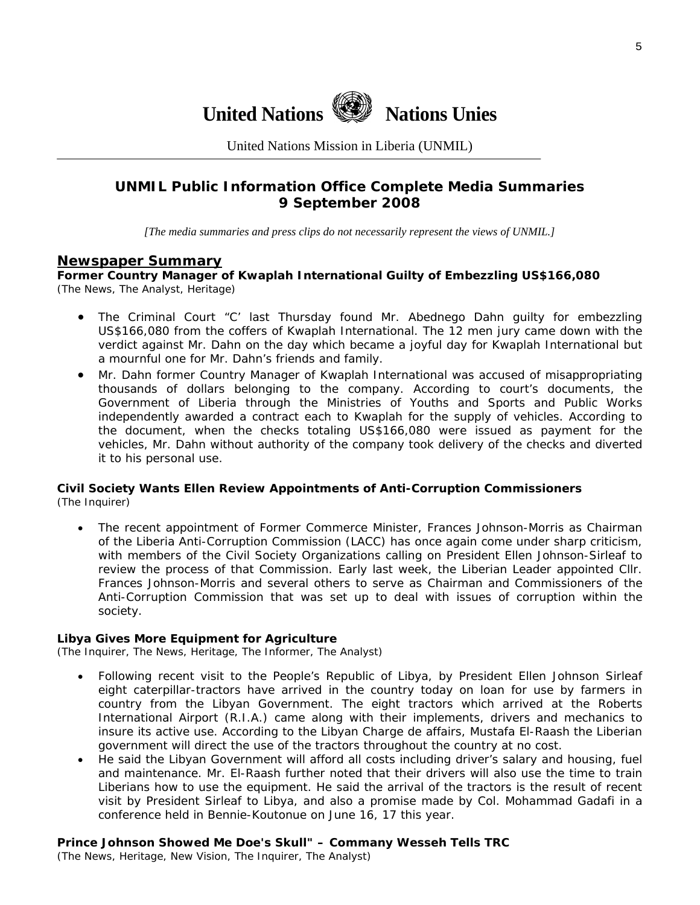# United Nations Nations Unies

United Nations Mission in Liberia (UNMIL)

## UNMIL Public Information Office Complete Media Summaries 9 September 2008

*[The media summaries and press clips do not necessarily represent the views of UNMIL.]*

## Newspaper Summary

**Former Country Manager of Kwaplah International Guilty of Embezzling US$166,080**
(The News, The Analyst, Heritage)

- The Criminal Court "C' last Thursday found Mr. Abednego Dahn guilty for embezzling US$166,080 from the coffers of Kwaplah International. The 12 men jury came down with the verdict against Mr. Dahn on the day which became a joyful day for Kwaplah International but a mournful one for Mr. Dahn's friends and family.
- Mr. Dahn former Country Manager of Kwaplah International was accused of misappropriating thousands of dollars belonging to the company. According to court's documents, the Government of Liberia through the Ministries of Youths and Sports and Public Works independently awarded a contract each to Kwaplah for the supply of vehicles. According to the document, when the checks totaling US$166,080 were issued as payment for the vehicles, Mr. Dahn without authority of the company took delivery of the checks and diverted it to his personal use.

**Civil Society Wants Ellen Review Appointments of Anti-Corruption Commissioners**
(The Inquirer)

- The recent appointment of Former Commerce Minister, Frances Johnson-Morris as Chairman of the Liberia Anti-Corruption Commission (LACC) has once again come under sharp criticism, with members of the Civil Society Organizations calling on President Ellen Johnson-Sirleaf to review the process of that Commission. Early last week, the Liberian Leader appointed Cllr. Frances Johnson-Morris and several others to serve as Chairman and Commissioners of the Anti-Corruption Commission that was set up to deal with issues of corruption within the society.

**Libya Gives More Equipment for Agriculture**
(The Inquirer, The News, Heritage, The Informer, The Analyst)

- Following recent visit to the People's Republic of Libya, by President Ellen Johnson Sirleaf eight caterpillar-tractors have arrived in the country today on loan for use by farmers in country from the Libyan Government. The eight tractors which arrived at the Roberts International Airport (R.I.A.) came along with their implements, drivers and mechanics to insure its active use. According to the Libyan Charge de affairs, Mustafa El-Raash the Liberian government will direct the use of the tractors throughout the country at no cost.
- He said the Libyan Government will afford all costs including driver's salary and housing, fuel and maintenance. Mr. El-Raash further noted that their drivers will also use the time to train Liberians how to use the equipment. He said the arrival of the tractors is the result of recent visit by President Sirleaf to Libya, and also a promise made by Col. Mohammad Gadafi in a conference held in Bennie-Koutonue on June 16, 17 this year.

**Prince Johnson Showed Me Doe's Skull" – Commany Wesseh Tells TRC**
(The News, Heritage, New Vision, The Inquirer, The Analyst)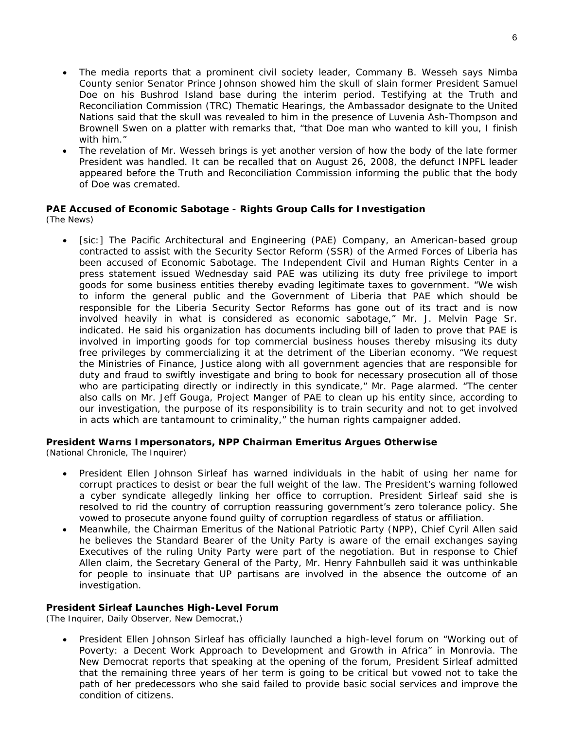- The media reports that a prominent civil society leader, Commany B. Wesseh says Nimba County senior Senator Prince Johnson showed him the skull of slain former President Samuel Doe on his Bushrod Island base during the interim period. Testifying at the Truth and Reconciliation Commission (TRC) Thematic Hearings, the Ambassador designate to the United Nations said that the skull was revealed to him in the presence of Luvenia Ash-Thompson and Brownell Swen on a platter with remarks that, "that Doe man who wanted to kill you, I finish with him."
- The revelation of Mr. Wesseh brings is yet another version of how the body of the late former President was handled. It can be recalled that on August 26, 2008, the defunct INPFL leader appeared before the Truth and Reconciliation Commission informing the public that the body of Doe was cremated.

**PAE Accused of Economic Sabotage - Rights Group Calls for Investigation**
*(The News)*

- [sic:] The Pacific Architectural and Engineering (PAE) Company, an American-based group contracted to assist with the Security Sector Reform (SSR) of the Armed Forces of Liberia has been accused of Economic Sabotage. The Independent Civil and Human Rights Center in a press statement issued Wednesday said PAE was utilizing its duty free privilege to import goods for some business entities thereby evading legitimate taxes to government. "We wish to inform the general public and the Government of Liberia that PAE which should be responsible for the Liberia Security Sector Reforms has gone out of its tract and is now involved heavily in what is considered as economic sabotage," Mr. J. Melvin Page Sr. indicated. He said his organization has documents including bill of laden to prove that PAE is involved in importing goods for top commercial business houses thereby misusing its duty free privileges by commercializing it at the detriment of the Liberian economy. "We request the Ministries of Finance, Justice along with all government agencies that are responsible for duty and fraud to swiftly investigate and bring to book for necessary prosecution all of those who are participating directly or indirectly in this syndicate," Mr. Page alarmed. "The center also calls on Mr. Jeff Gouga, Project Manger of PAE to clean up his entity since, according to our investigation, the purpose of its responsibility is to train security and not to get involved in acts which are tantamount to criminality," the human rights campaigner added.

**President Warns Impersonators, NPP Chairman Emeritus Argues Otherwise**
*(National Chronicle, The Inquirer)*

- President Ellen Johnson Sirleaf has warned individuals in the habit of using her name for corrupt practices to desist or bear the full weight of the law. The President's warning followed a cyber syndicate allegedly linking her office to corruption. President Sirleaf said she is resolved to rid the country of corruption reassuring government's zero tolerance policy. She vowed to prosecute anyone found guilty of corruption regardless of status or affiliation.
- Meanwhile, the Chairman Emeritus of the National Patriotic Party (NPP), Chief Cyril Allen said he believes the Standard Bearer of the Unity Party is aware of the email exchanges saying Executives of the ruling Unity Party were part of the negotiation. But in response to Chief Allen claim, the Secretary General of the Party, Mr. Henry Fahnbulleh said it was unthinkable for people to insinuate that UP partisans are involved in the absence the outcome of an investigation.

**President Sirleaf Launches High-Level Forum**
*(The Inquirer, Daily Observer, New Democrat,)*

- President Ellen Johnson Sirleaf has officially launched a high-level forum on "Working out of Poverty: a Decent Work Approach to Development and Growth in Africa" in Monrovia. The New Democrat reports that speaking at the opening of the forum, President Sirleaf admitted that the remaining three years of her term is going to be critical but vowed not to take the path of her predecessors who she said failed to provide basic social services and improve the condition of citizens.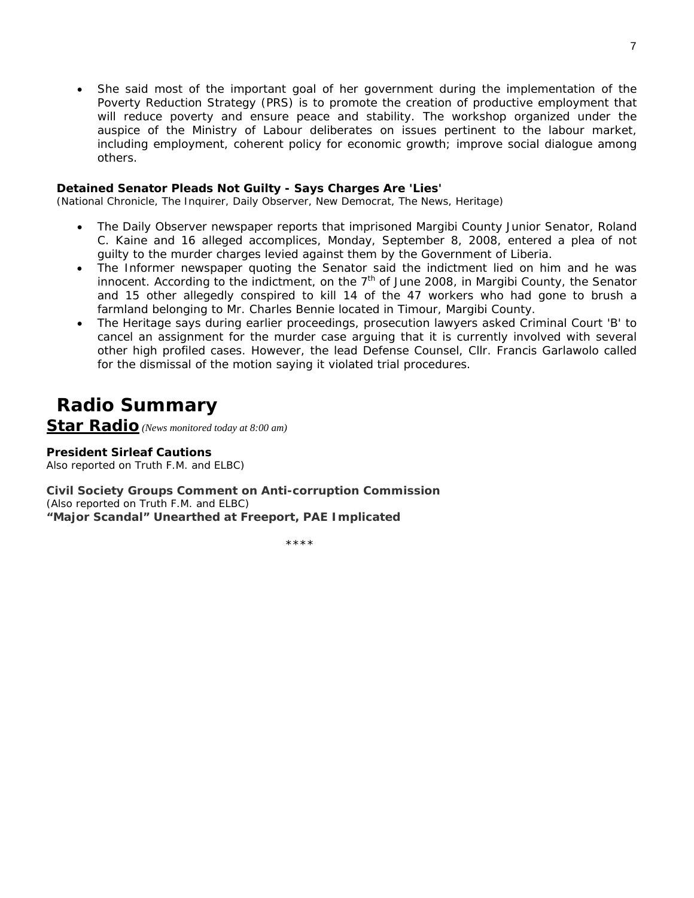- She said most of the important goal of her government during the implementation of the Poverty Reduction Strategy (PRS) is to promote the creation of productive employment that will reduce poverty and ensure peace and stability. The workshop organized under the auspice of the Ministry of Labour deliberates on issues pertinent to the labour market, including employment, coherent policy for economic growth; improve social dialogue among others.

**Detained Senator Pleads Not Guilty - Says Charges Are 'Lies'**
(National Chronicle, The Inquirer, Daily Observer, New Democrat, The News, Heritage)

- The Daily Observer newspaper reports that imprisoned Margibi County Junior Senator, Roland C. Kaine and 16 alleged accomplices, Monday, September 8, 2008, entered a plea of not guilty to the murder charges levied against them by the Government of Liberia.
- The Informer newspaper quoting the Senator said the indictment lied on him and he was innocent. According to the indictment, on the 7th of June 2008, in Margibi County, the Senator and 15 other allegedly conspired to kill 14 of the 47 workers who had gone to brush a farmland belonging to Mr. Charles Bennie located in Timour, Margibi County.
- The Heritage says during earlier proceedings, prosecution lawyers asked Criminal Court 'B' to cancel an assignment for the murder case arguing that it is currently involved with several other high profiled cases. However, the lead Defense Counsel, Cllr. Francis Garlawolo called for the dismissal of the motion saying it violated trial procedures.

# Radio Summary

## Star Radio *(News monitored today at 8:00 am)*

**President Sirleaf Cautions**
Also reported on Truth F.M. and ELBC)

**Civil Society Groups Comment on Anti-corruption Commission**
(Also reported on Truth F.M. and ELBC)
**"Major Scandal" Unearthed at Freeport, PAE Implicated**

****